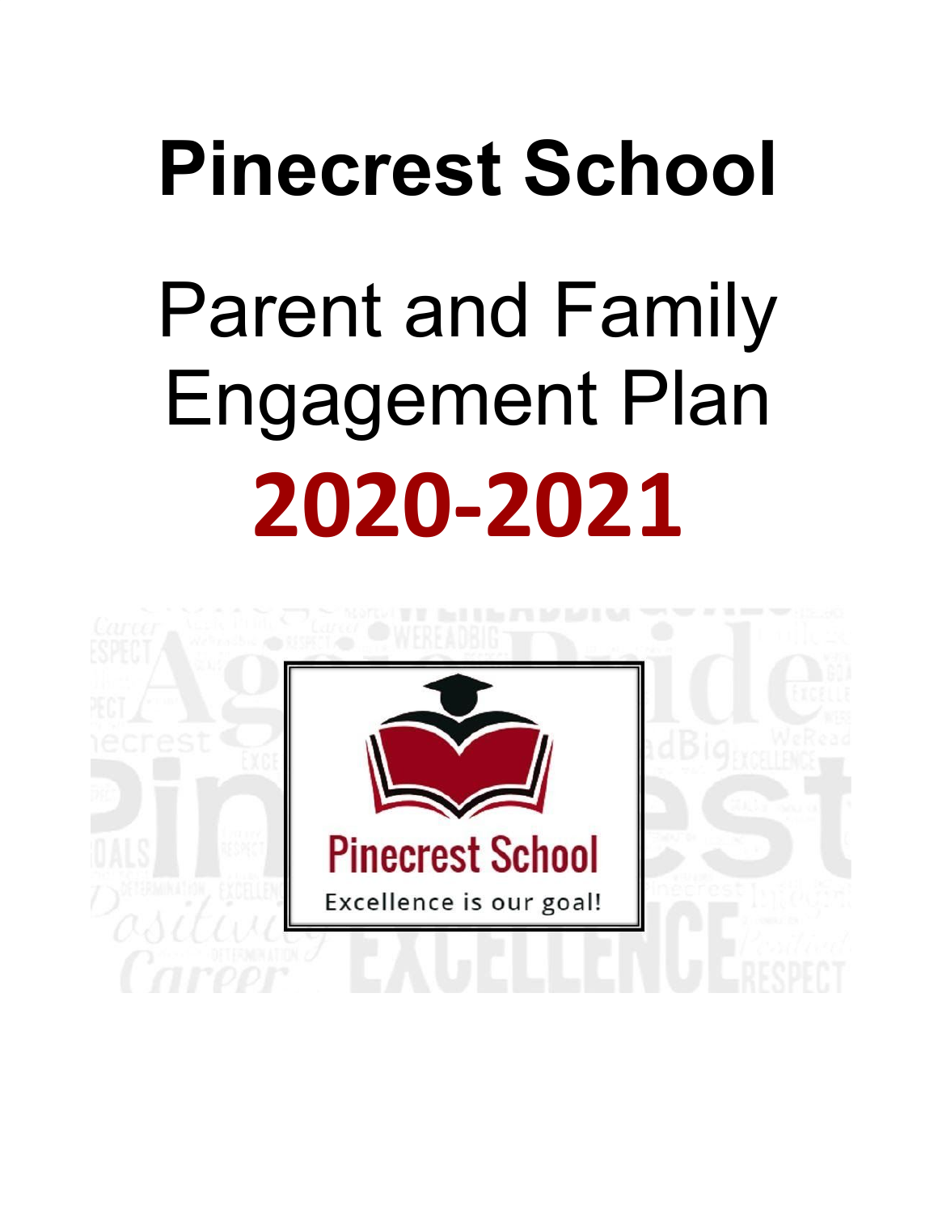# Pinecrest School

# Parent and Family Engagement Plan

# 2020-2021

Pinecrest School

Excellence is our goal!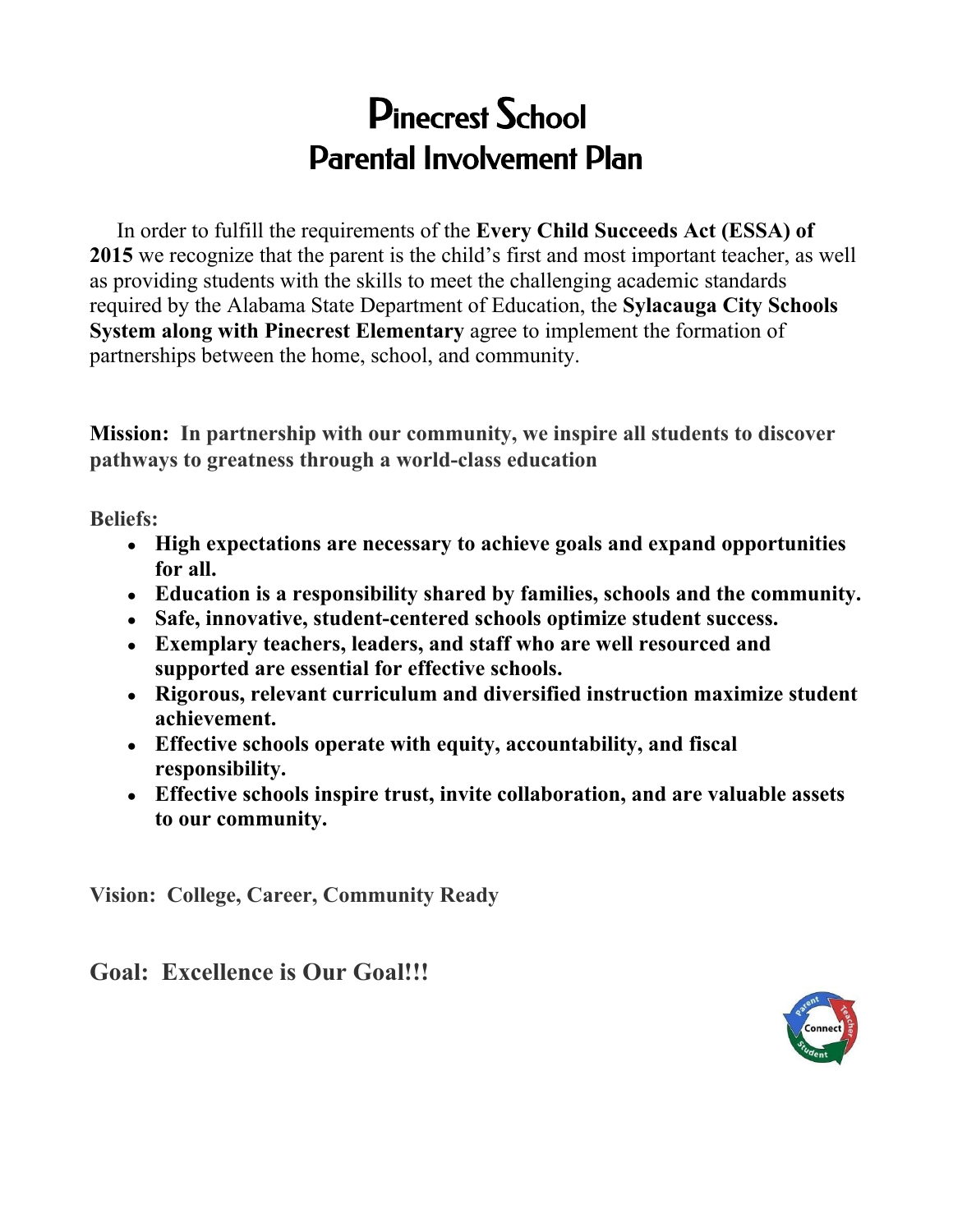# Pinecrest School
# Parental Involvement Plan

In order to fulfill the requirements of the **Every Child Succeeds Act (ESSA) of 2015** we recognize that the parent is the child's first and most important teacher, as well as providing students with the skills to meet the challenging academic standards required by the Alabama State Department of Education, the **Sylacauga City Schools System along with Pinecrest Elementary** agree to implement the formation of partnerships between the home, school, and community.

**Mission: In partnership with our community, we inspire all students to discover pathways to greatness through a world-class education**

**Beliefs:**

- **High expectations are necessary to achieve goals and expand opportunities for all.**
- **Education is a responsibility shared by families, schools and the community.**
- **Safe, innovative, student-centered schools optimize student success.**
- **Exemplary teachers, leaders, and staff who are well resourced and supported are essential for effective schools.**
- **Rigorous, relevant curriculum and diversified instruction maximize student achievement.**
- **Effective schools operate with equity, accountability, and fiscal responsibility.**
- **Effective schools inspire trust, invite collaboration, and are valuable assets to our community.**

**Vision: College, Career, Community Ready**

## Goal: Excellence is Our Goal!!!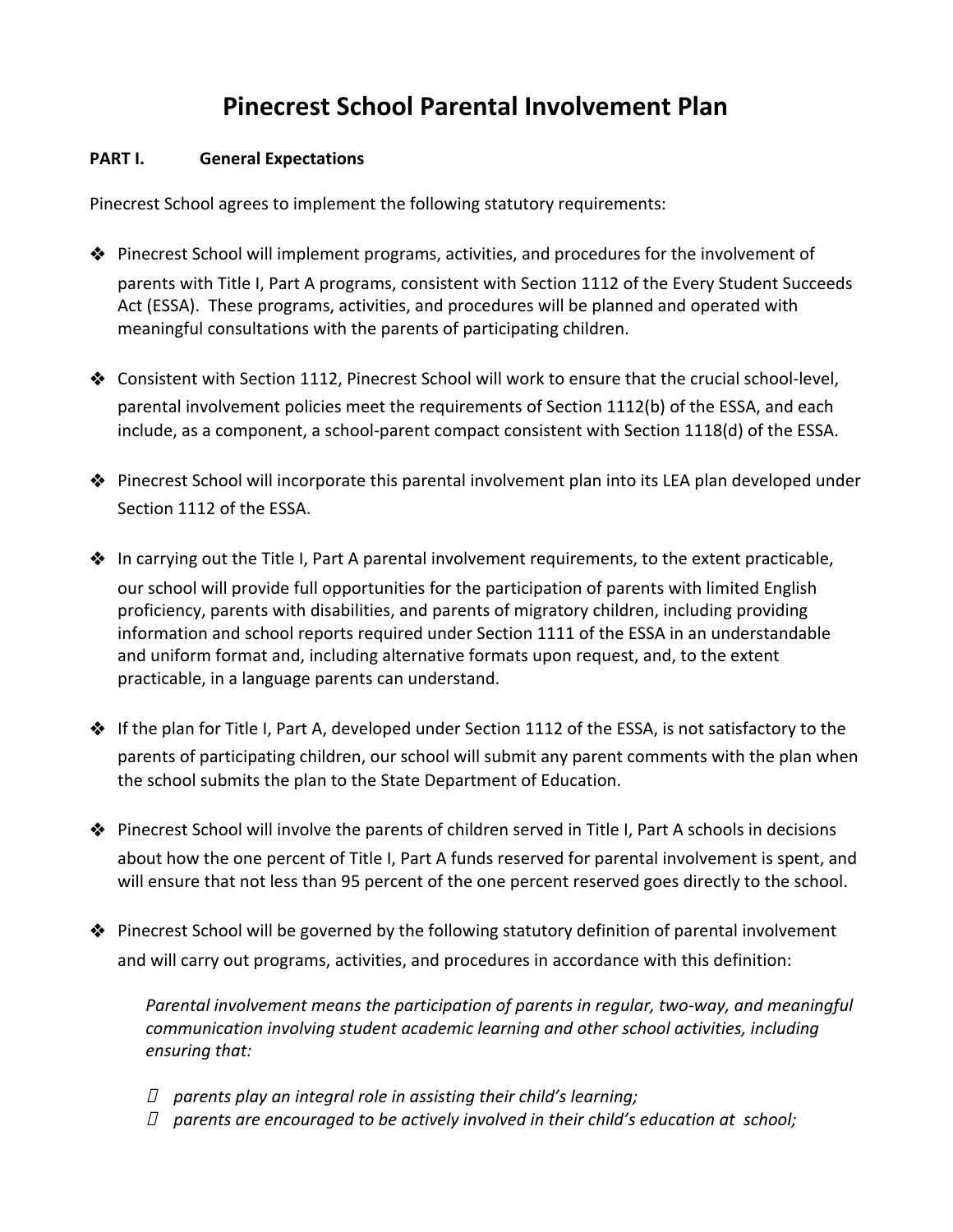# Pinecrest School Parental Involvement Plan

**PART I. General Expectations**

Pinecrest School agrees to implement the following statutory requirements:

- Pinecrest School will implement programs, activities, and procedures for the involvement of parents with Title I, Part A programs, consistent with Section 1112 of the Every Student Succeeds Act (ESSA). These programs, activities, and procedures will be planned and operated with meaningful consultations with the parents of participating children.

- Consistent with Section 1112, Pinecrest School will work to ensure that the crucial school-level, parental involvement policies meet the requirements of Section 1112(b) of the ESSA, and each include, as a component, a school-parent compact consistent with Section 1118(d) of the ESSA.

- Pinecrest School will incorporate this parental involvement plan into its LEA plan developed under Section 1112 of the ESSA.

- In carrying out the Title I, Part A parental involvement requirements, to the extent practicable, our school will provide full opportunities for the participation of parents with limited English proficiency, parents with disabilities, and parents of migratory children, including providing information and school reports required under Section 1111 of the ESSA in an understandable and uniform format and, including alternative formats upon request, and, to the extent practicable, in a language parents can understand.

- If the plan for Title I, Part A, developed under Section 1112 of the ESSA, is not satisfactory to the parents of participating children, our school will submit any parent comments with the plan when the school submits the plan to the State Department of Education.

- Pinecrest School will involve the parents of children served in Title I, Part A schools in decisions about how the one percent of Title I, Part A funds reserved for parental involvement is spent, and will ensure that not less than 95 percent of the one percent reserved goes directly to the school.

- Pinecrest School will be governed by the following statutory definition of parental involvement and will carry out programs, activities, and procedures in accordance with this definition:

  *Parental involvement means the participation of parents in regular, two-way, and meaningful communication involving student academic learning and other school activities, including ensuring that:*

  - *parents play an integral role in assisting their child's learning;*
  - *parents are encouraged to be actively involved in their child's education at school;*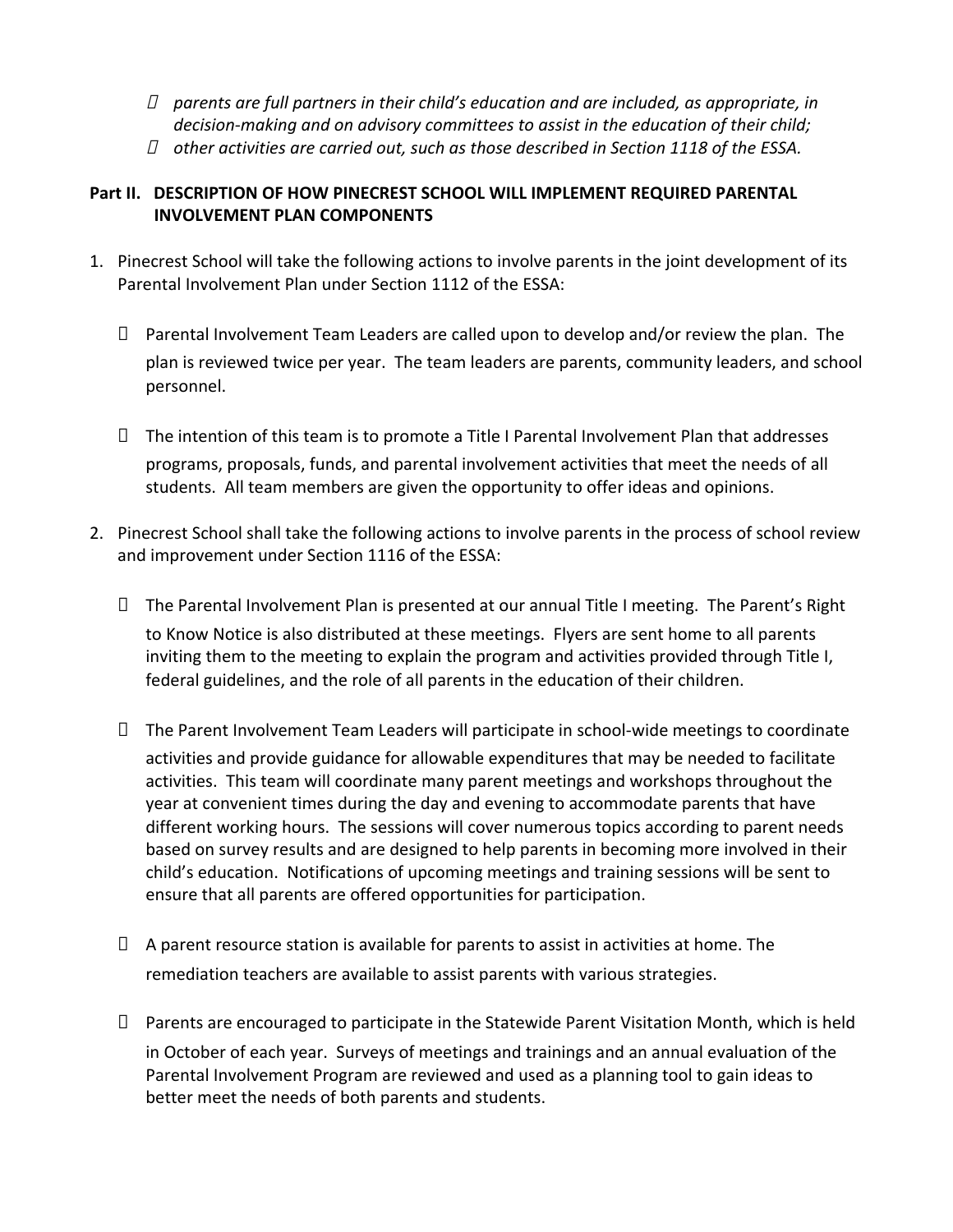- *parents are full partners in their child's education and are included, as appropriate, in decision-making and on advisory committees to assist in the education of their child;*
- *other activities are carried out, such as those described in Section 1118 of the ESSA.*

**Part II. DESCRIPTION OF HOW PINECREST SCHOOL WILL IMPLEMENT REQUIRED PARENTAL INVOLVEMENT PLAN COMPONENTS**

1. Pinecrest School will take the following actions to involve parents in the joint development of its Parental Involvement Plan under Section 1112 of the ESSA:

   - Parental Involvement Team Leaders are called upon to develop and/or review the plan. The plan is reviewed twice per year. The team leaders are parents, community leaders, and school personnel.

   - The intention of this team is to promote a Title I Parental Involvement Plan that addresses programs, proposals, funds, and parental involvement activities that meet the needs of all students. All team members are given the opportunity to offer ideas and opinions.

2. Pinecrest School shall take the following actions to involve parents in the process of school review and improvement under Section 1116 of the ESSA:

   - The Parental Involvement Plan is presented at our annual Title I meeting. The Parent's Right to Know Notice is also distributed at these meetings. Flyers are sent home to all parents inviting them to the meeting to explain the program and activities provided through Title I, federal guidelines, and the role of all parents in the education of their children.

   - The Parent Involvement Team Leaders will participate in school-wide meetings to coordinate activities and provide guidance for allowable expenditures that may be needed to facilitate activities. This team will coordinate many parent meetings and workshops throughout the year at convenient times during the day and evening to accommodate parents that have different working hours. The sessions will cover numerous topics according to parent needs based on survey results and are designed to help parents in becoming more involved in their child's education. Notifications of upcoming meetings and training sessions will be sent to ensure that all parents are offered opportunities for participation.

   - A parent resource station is available for parents to assist in activities at home. The remediation teachers are available to assist parents with various strategies.

   - Parents are encouraged to participate in the Statewide Parent Visitation Month, which is held in October of each year. Surveys of meetings and trainings and an annual evaluation of the Parental Involvement Program are reviewed and used as a planning tool to gain ideas to better meet the needs of both parents and students.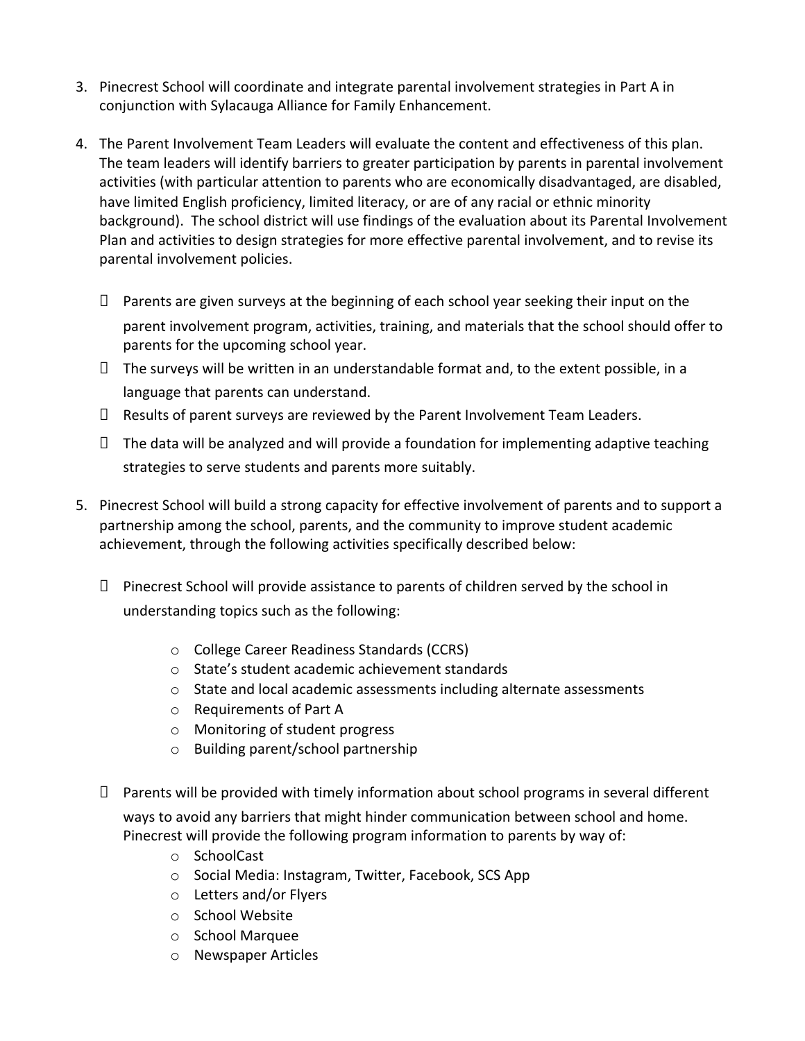3. Pinecrest School will coordinate and integrate parental involvement strategies in Part A in conjunction with Sylacauga Alliance for Family Enhancement.

4. The Parent Involvement Team Leaders will evaluate the content and effectiveness of this plan. The team leaders will identify barriers to greater participation by parents in parental involvement activities (with particular attention to parents who are economically disadvantaged, are disabled, have limited English proficiency, limited literacy, or are of any racial or ethnic minority background). The school district will use findings of the evaluation about its Parental Involvement Plan and activities to design strategies for more effective parental involvement, and to revise its parental involvement policies.

   - Parents are given surveys at the beginning of each school year seeking their input on the parent involvement program, activities, training, and materials that the school should offer to parents for the upcoming school year.
   - The surveys will be written in an understandable format and, to the extent possible, in a language that parents can understand.
   - Results of parent surveys are reviewed by the Parent Involvement Team Leaders.
   - The data will be analyzed and will provide a foundation for implementing adaptive teaching strategies to serve students and parents more suitably.

5. Pinecrest School will build a strong capacity for effective involvement of parents and to support a partnership among the school, parents, and the community to improve student academic achievement, through the following activities specifically described below:

   - Pinecrest School will provide assistance to parents of children served by the school in understanding topics such as the following:
     - College Career Readiness Standards (CCRS)
     - State's student academic achievement standards
     - State and local academic assessments including alternate assessments
     - Requirements of Part A
     - Monitoring of student progress
     - Building parent/school partnership

   - Parents will be provided with timely information about school programs in several different ways to avoid any barriers that might hinder communication between school and home. Pinecrest will provide the following program information to parents by way of:
     - SchoolCast
     - Social Media: Instagram, Twitter, Facebook, SCS App
     - Letters and/or Flyers
     - School Website
     - School Marquee
     - Newspaper Articles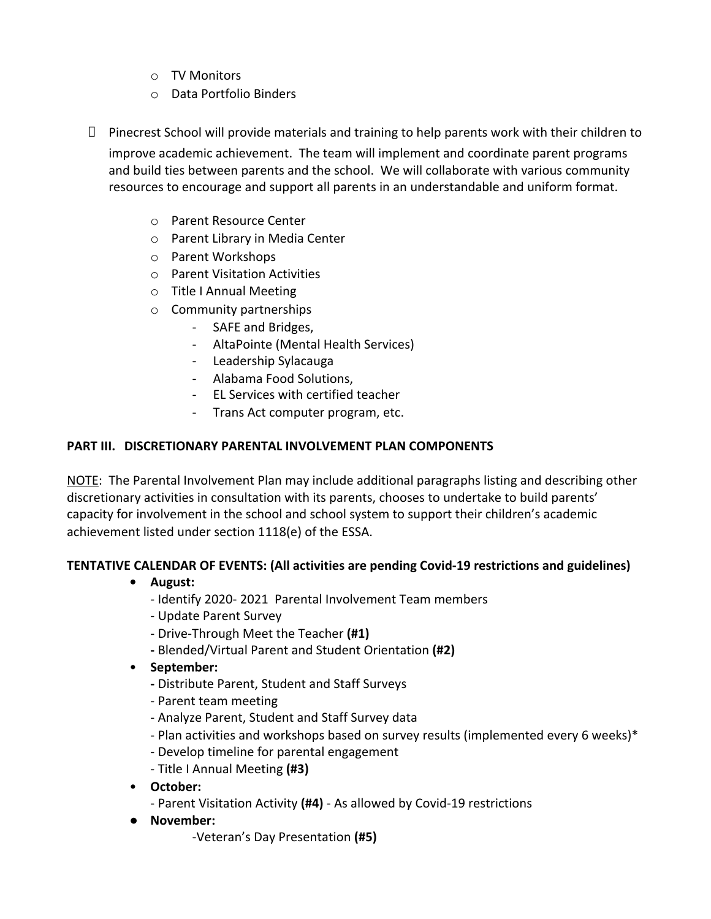- TV Monitors
- Data Portfolio Binders

- Pinecrest School will provide materials and training to help parents work with their children to improve academic achievement. The team will implement and coordinate parent programs and build ties between parents and the school. We will collaborate with various community resources to encourage and support all parents in an understandable and uniform format.

  - Parent Resource Center
  - Parent Library in Media Center
  - Parent Workshops
  - Parent Visitation Activities
  - Title I Annual Meeting
  - Community partnerships
    - SAFE and Bridges,
    - AltaPointe (Mental Health Services)
    - Leadership Sylacauga
    - Alabama Food Solutions,
    - EL Services with certified teacher
    - Trans Act computer program, etc.

**PART III. DISCRETIONARY PARENTAL INVOLVEMENT PLAN COMPONENTS**

<u>NOTE</u>: The Parental Involvement Plan may include additional paragraphs listing and describing other discretionary activities in consultation with its parents, chooses to undertake to build parents' capacity for involvement in the school and school system to support their children's academic achievement listed under section 1118(e) of the ESSA.

**TENTATIVE CALENDAR OF EVENTS: (All activities are pending Covid-19 restrictions and guidelines)**

- **August:**
  - Identify 2020- 2021 Parental Involvement Team members
  - Update Parent Survey
  - Drive-Through Meet the Teacher **(#1)**
  - Blended/Virtual Parent and Student Orientation **(#2)**
- **September:**
  - Distribute Parent, Student and Staff Surveys
  - Parent team meeting
  - Analyze Parent, Student and Staff Survey data
  - Plan activities and workshops based on survey results (implemented every 6 weeks)*
  - Develop timeline for parental engagement
  - Title I Annual Meeting **(#3)**
- **October:**
  - Parent Visitation Activity **(#4)** - As allowed by Covid-19 restrictions
- **November:**
  - Veteran's Day Presentation **(#5)**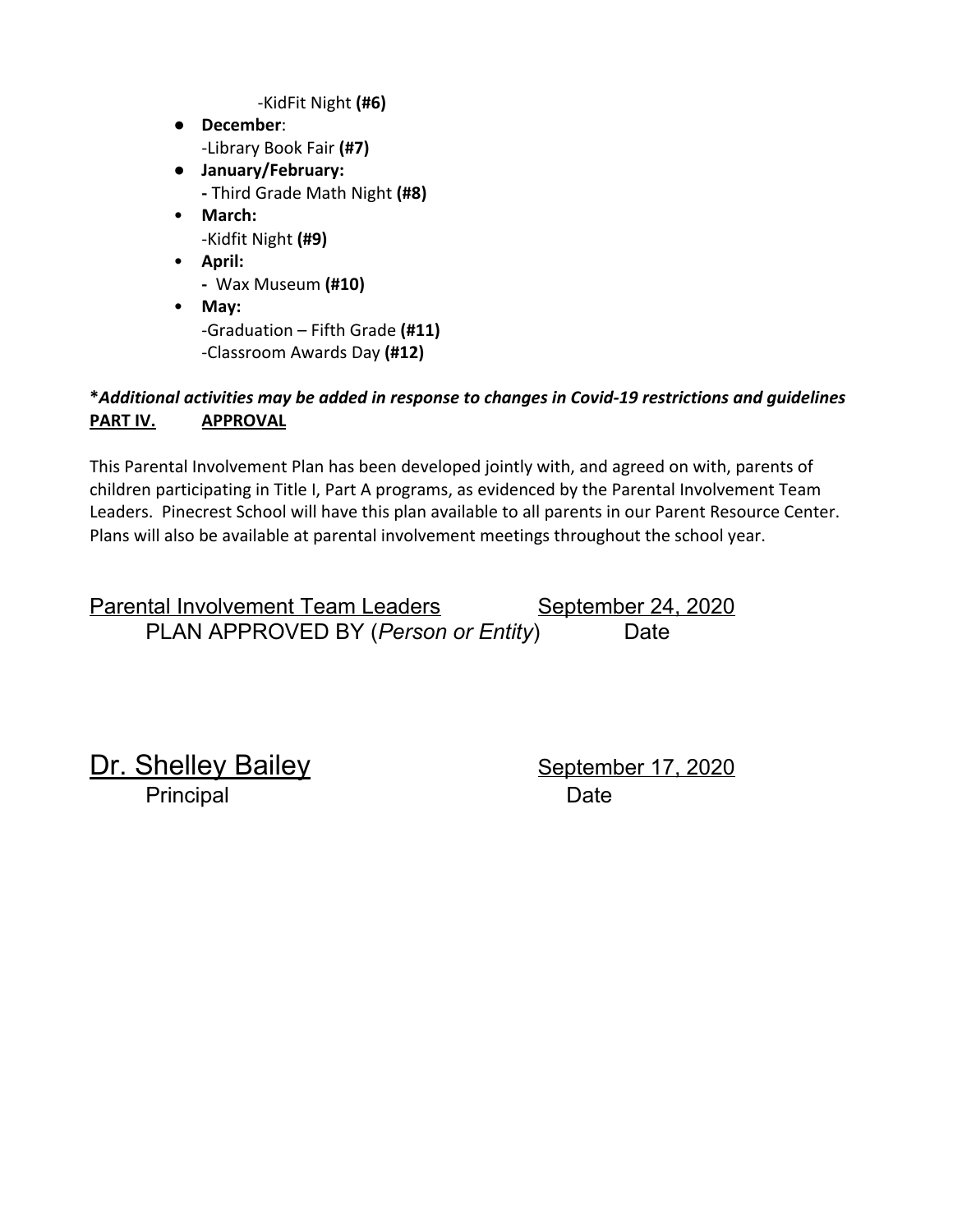-KidFit Night **(#6)**

- **December**:
  -Library Book Fair **(#7)**
- **January/February:**
  **-** Third Grade Math Night **(#8)**
- **March:**
  -Kidfit Night **(#9)**
- **April:**
  **-** Wax Museum **(#10)**
- **May:**
  -Graduation – Fifth Grade **(#11)**
  -Classroom Awards Day **(#12)**

***Additional activities may be added in response to changes in Covid-19 restrictions and guidelines***

## PART IV. APPROVAL

This Parental Involvement Plan has been developed jointly with, and agreed on with, parents of children participating in Title I, Part A programs, as evidenced by the Parental Involvement Team Leaders. Pinecrest School will have this plan available to all parents in our Parent Resource Center. Plans will also be available at parental involvement meetings throughout the school year.

Parental Involvement Team Leaders — September 24, 2020
PLAN APPROVED BY (*Person or Entity*) — Date

Dr. Shelley Bailey — September 17, 2020
Principal — Date